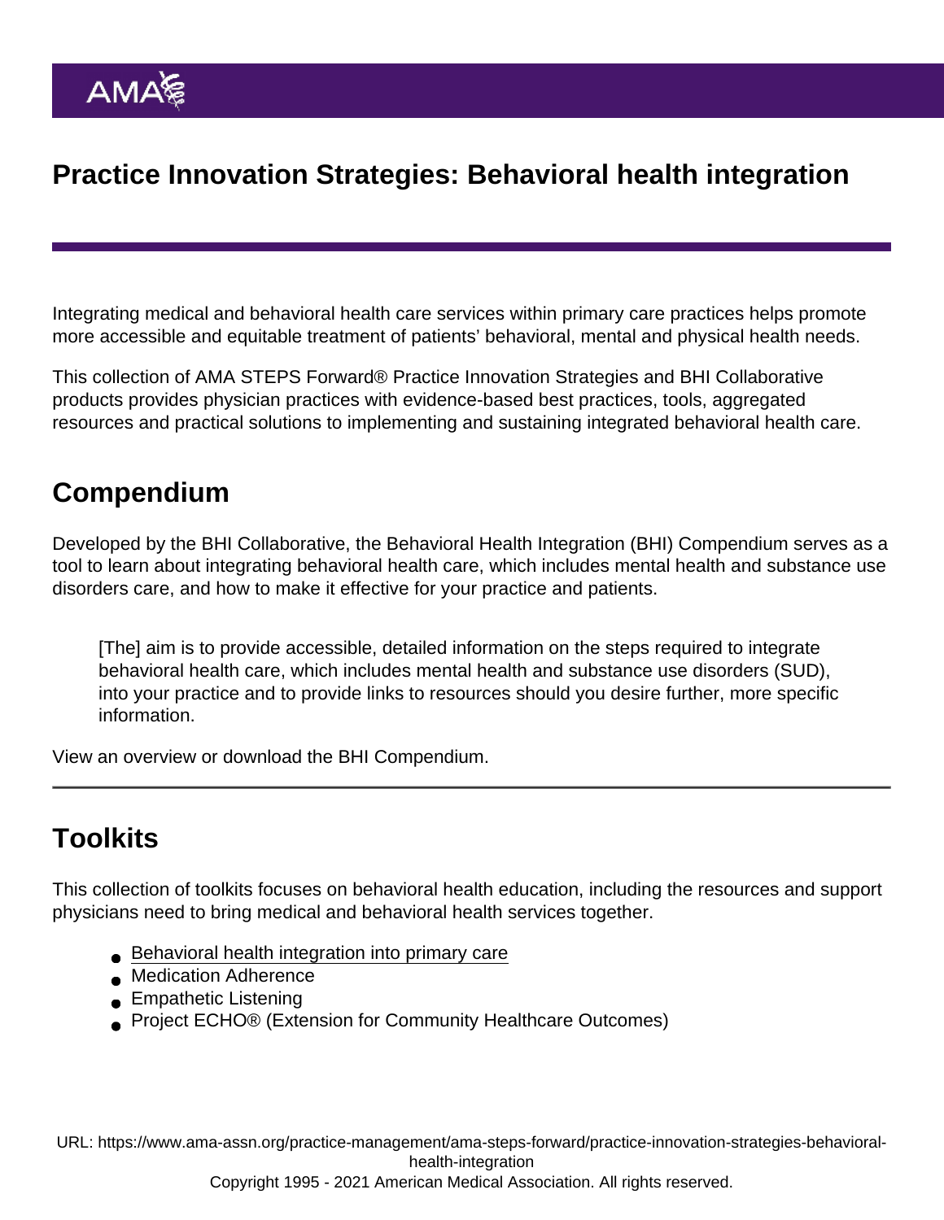# Practice Innovation Strategies: Behavioral health integration

Integrating medical and behavioral health care services within primary care practices helps promote more accessible and equitable treatment of patients' behavioral, mental and physical health needs.

This collection of AMA STEPS Forward® Practice Innovation Strategies and BHI Collaborative products provides physician practices with evidence-based best practices, tools, aggregated resources and practical solutions to implementing and sustaining integrated behavioral health care.

## Compendium

Developed by the BHI Collaborative, the Behavioral Health Integration (BHI) Compendium serves as a tool to learn about integrating behavioral health care, which includes mental health and substance use disorders care, and how to make it effective for your practice and patients.

> [The] aim is to provide accessible, detailed information on the steps required to integrate behavioral health care, which includes mental health and substance use disorders (SUD), into your practice and to provide links to resources should you desire further, more specific information.

View an overview or download the BHI Compendium.

---

## Toolkits

This collection of toolkits focuses on behavioral health education, including the resources and support physicians need to bring medical and behavioral health services together.

- Behavioral health integration into primary care
- Medication Adherence
- Empathetic Listening
- Project ECHO® (Extension for Community Healthcare Outcomes)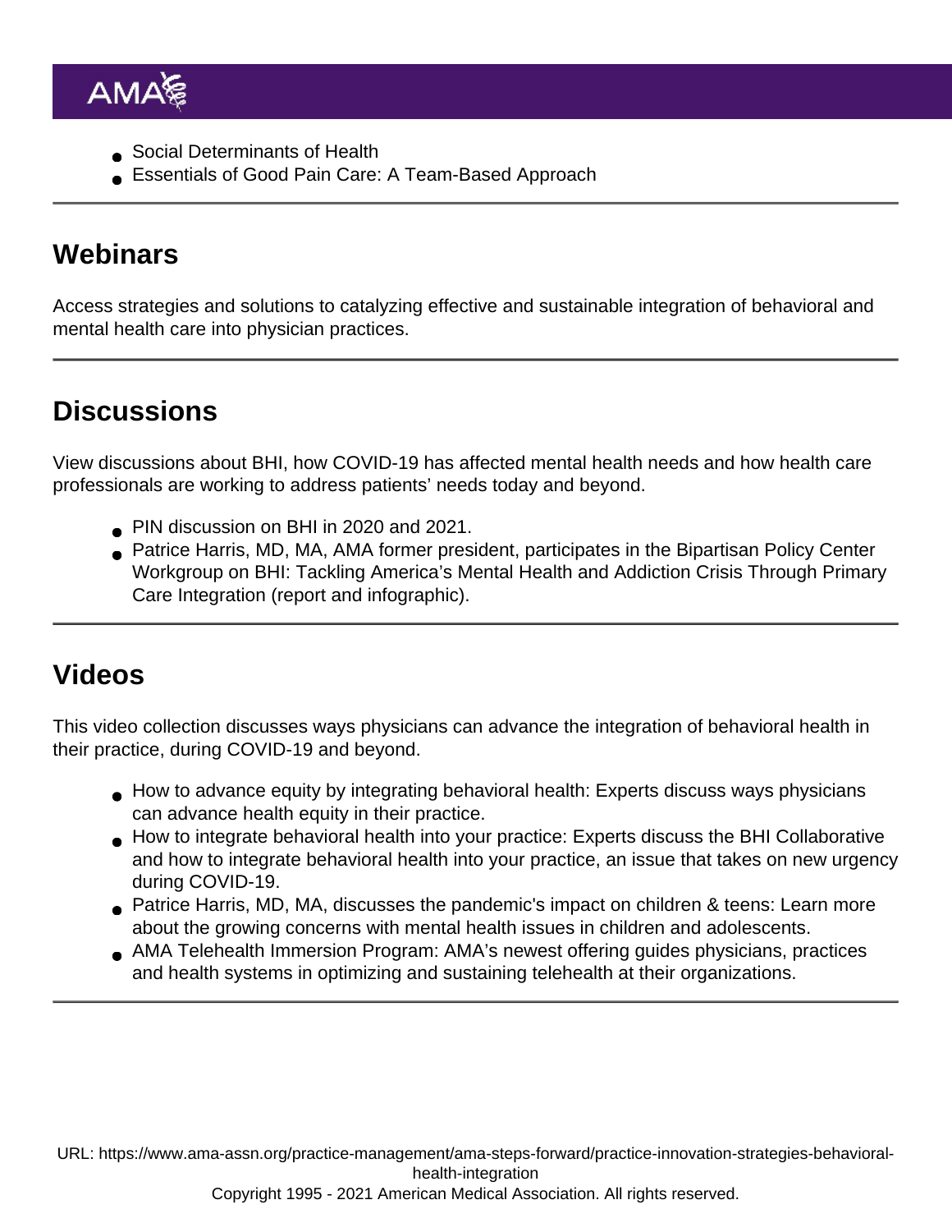- Social Determinants of Health
- Essentials of Good Pain Care: A Team-Based Approach

## Webinars

Access strategies and solutions to catalyzing effective and sustainable integration of behavioral and mental health care into physician practices.

## Discussions

View discussions about BHI, how COVID-19 has affected mental health needs and how health care professionals are working to address patients' needs today and beyond.

- PIN discussion on BHI in 2020 and 2021.
- Patrice Harris, MD, MA, AMA former president, participates in the Bipartisan Policy Center Workgroup on BHI: Tackling America's Mental Health and Addiction Crisis Through Primary Care Integration (report and infographic).

## Videos

This video collection discusses ways physicians can advance the integration of behavioral health in their practice, during COVID-19 and beyond.

- How to advance equity by integrating behavioral health: Experts discuss ways physicians can advance health equity in their practice.
- How to integrate behavioral health into your practice: Experts discuss the BHI Collaborative and how to integrate behavioral health into your practice, an issue that takes on new urgency during COVID-19.
- Patrice Harris, MD, MA, discusses the pandemic's impact on children & teens: Learn more about the growing concerns with mental health issues in children and adolescents.
- AMA Telehealth Immersion Program: AMA's newest offering guides physicians, practices and health systems in optimizing and sustaining telehealth at their organizations.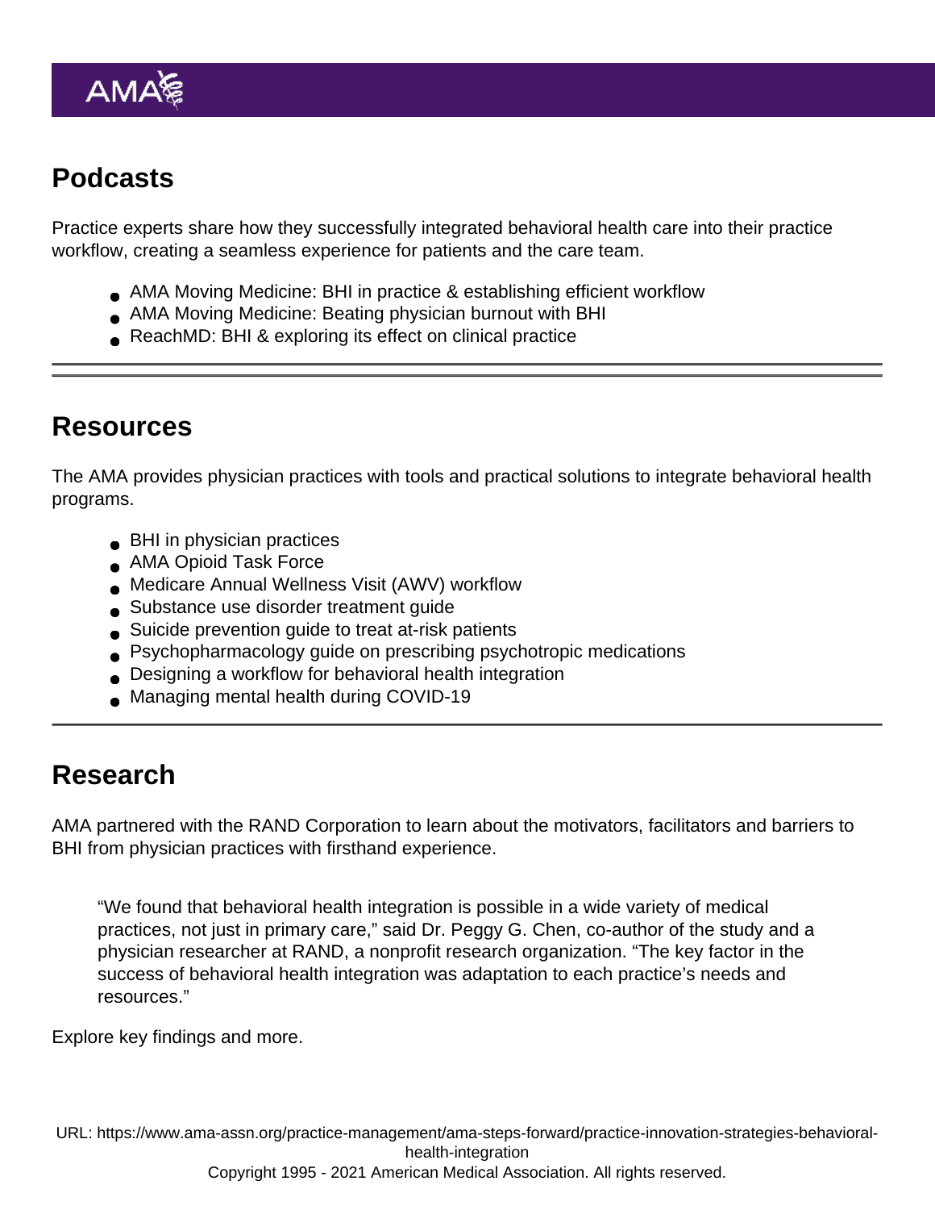## Podcasts

Practice experts share how they successfully integrated behavioral health care into their practice workflow, creating a seamless experience for patients and the care team.

- AMA Moving Medicine: BHI in practice & establishing efficient workflow
- AMA Moving Medicine: Beating physician burnout with BHI
- ReachMD: BHI & exploring its effect on clinical practice

## Resources

The AMA provides physician practices with tools and practical solutions to integrate behavioral health programs.

- BHI in physician practices
- AMA Opioid Task Force
- Medicare Annual Wellness Visit (AWV) workflow
- Substance use disorder treatment guide
- Suicide prevention guide to treat at-risk patients
- Psychopharmacology guide on prescribing psychotropic medications
- Designing a workflow for behavioral health integration
- Managing mental health during COVID-19

## Research

AMA partnered with the RAND Corporation to learn about the motivators, facilitators and barriers to BHI from physician practices with firsthand experience.

> "We found that behavioral health integration is possible in a wide variety of medical practices, not just in primary care," said Dr. Peggy G. Chen, co-author of the study and a physician researcher at RAND, a nonprofit research organization. "The key factor in the success of behavioral health integration was adaptation to each practice's needs and resources."

Explore key findings and more.